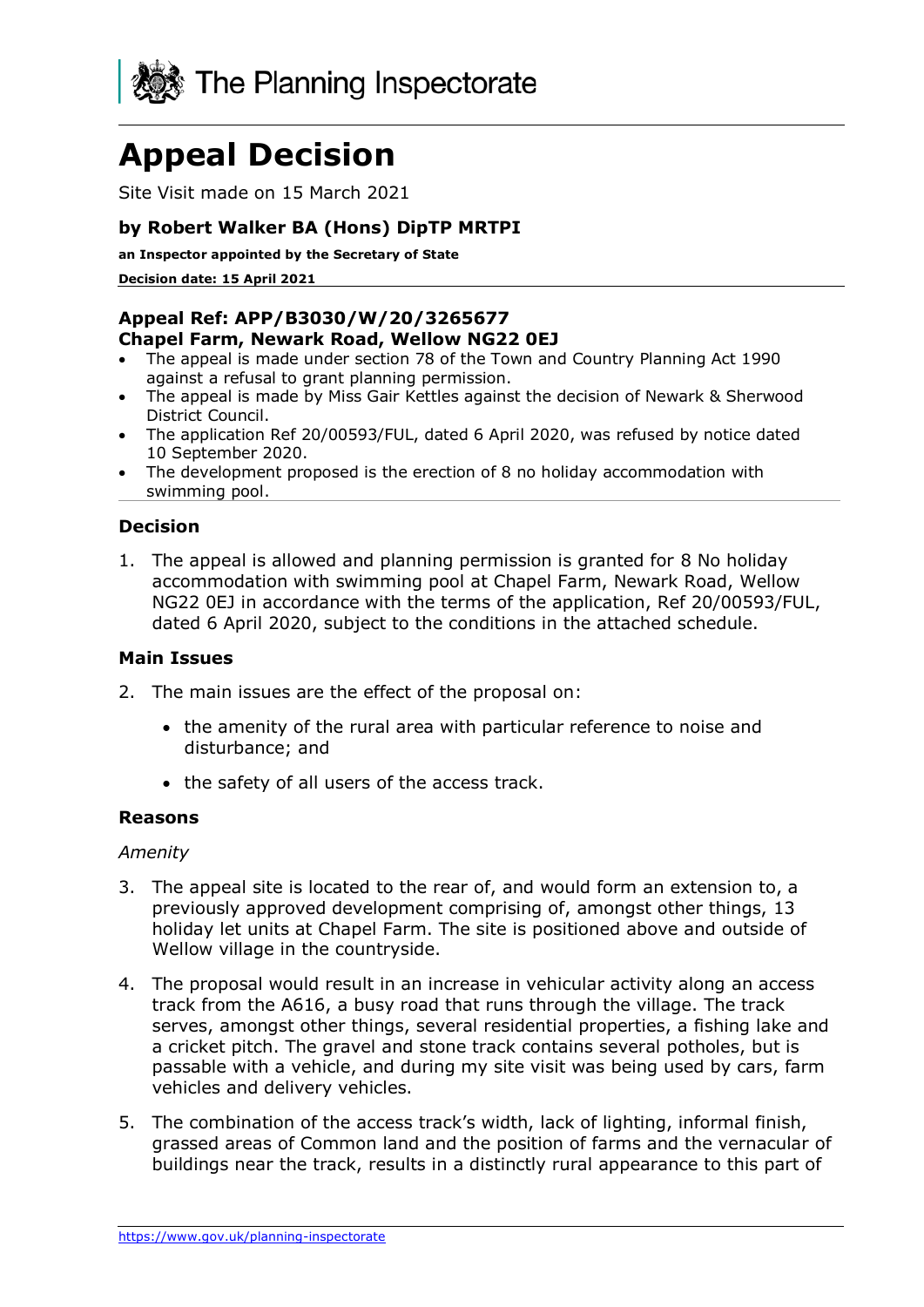The Planning Inspectorate

# Appeal Decision

Site Visit made on 15 March 2021

### by Robert Walker BA (Hons) DipTP MRTPI

**an Inspector appointed by the Secretary of State**

**Decision date: 15 April 2021**

**Appeal Ref: APP/B3030/W/20/3265677**
**Chapel Farm, Newark Road, Wellow NG22 0EJ**

- The appeal is made under section 78 of the Town and Country Planning Act 1990 against a refusal to grant planning permission.
- The appeal is made by Miss Gair Kettles against the decision of Newark & Sherwood District Council.
- The application Ref 20/00593/FUL, dated 6 April 2020, was refused by notice dated 10 September 2020.
- The development proposed is the erection of 8 no holiday accommodation with swimming pool.

## Decision

1. The appeal is allowed and planning permission is granted for 8 No holiday accommodation with swimming pool at Chapel Farm, Newark Road, Wellow NG22 0EJ in accordance with the terms of the application, Ref 20/00593/FUL, dated 6 April 2020, subject to the conditions in the attached schedule.

## Main Issues

2. The main issues are the effect of the proposal on:

   - the amenity of the rural area with particular reference to noise and disturbance; and
   - the safety of all users of the access track.

## Reasons

*Amenity*

3. The appeal site is located to the rear of, and would form an extension to, a previously approved development comprising of, amongst other things, 13 holiday let units at Chapel Farm. The site is positioned above and outside of Wellow village in the countryside.

4. The proposal would result in an increase in vehicular activity along an access track from the A616, a busy road that runs through the village. The track serves, amongst other things, several residential properties, a fishing lake and a cricket pitch. The gravel and stone track contains several potholes, but is passable with a vehicle, and during my site visit was being used by cars, farm vehicles and delivery vehicles.

5. The combination of the access track's width, lack of lighting, informal finish, grassed areas of Common land and the position of farms and the vernacular of buildings near the track, results in a distinctly rural appearance to this part of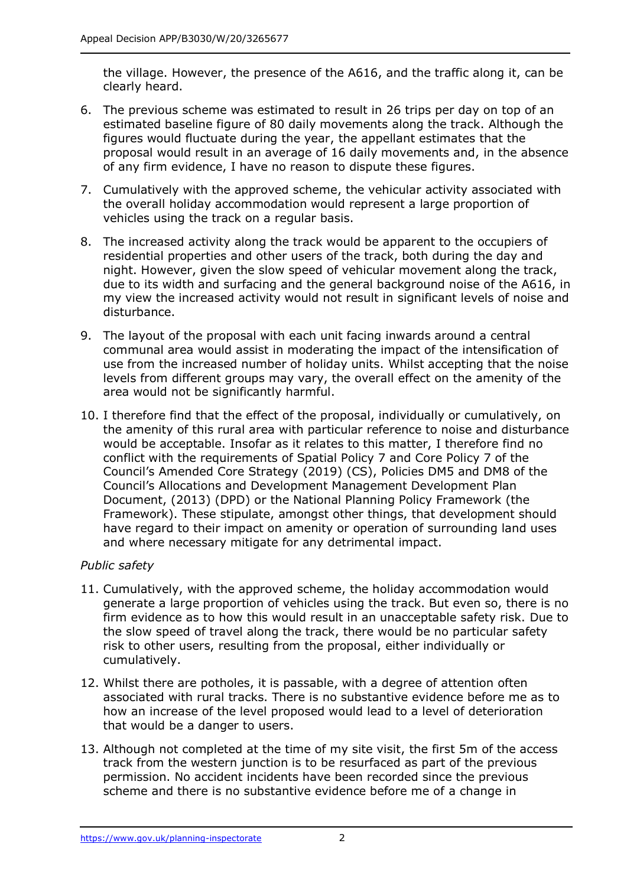the village. However, the presence of the A616, and the traffic along it, can be clearly heard.

6. The previous scheme was estimated to result in 26 trips per day on top of an estimated baseline figure of 80 daily movements along the track. Although the figures would fluctuate during the year, the appellant estimates that the proposal would result in an average of 16 daily movements and, in the absence of any firm evidence, I have no reason to dispute these figures.

7. Cumulatively with the approved scheme, the vehicular activity associated with the overall holiday accommodation would represent a large proportion of vehicles using the track on a regular basis.

8. The increased activity along the track would be apparent to the occupiers of residential properties and other users of the track, both during the day and night. However, given the slow speed of vehicular movement along the track, due to its width and surfacing and the general background noise of the A616, in my view the increased activity would not result in significant levels of noise and disturbance.

9. The layout of the proposal with each unit facing inwards around a central communal area would assist in moderating the impact of the intensification of use from the increased number of holiday units. Whilst accepting that the noise levels from different groups may vary, the overall effect on the amenity of the area would not be significantly harmful.

10. I therefore find that the effect of the proposal, individually or cumulatively, on the amenity of this rural area with particular reference to noise and disturbance would be acceptable. Insofar as it relates to this matter, I therefore find no conflict with the requirements of Spatial Policy 7 and Core Policy 7 of the Council's Amended Core Strategy (2019) (CS), Policies DM5 and DM8 of the Council's Allocations and Development Management Development Plan Document, (2013) (DPD) or the National Planning Policy Framework (the Framework). These stipulate, amongst other things, that development should have regard to their impact on amenity or operation of surrounding land uses and where necessary mitigate for any detrimental impact.

*Public safety*

11. Cumulatively, with the approved scheme, the holiday accommodation would generate a large proportion of vehicles using the track. But even so, there is no firm evidence as to how this would result in an unacceptable safety risk. Due to the slow speed of travel along the track, there would be no particular safety risk to other users, resulting from the proposal, either individually or cumulatively.

12. Whilst there are potholes, it is passable, with a degree of attention often associated with rural tracks. There is no substantive evidence before me as to how an increase of the level proposed would lead to a level of deterioration that would be a danger to users.

13. Although not completed at the time of my site visit, the first 5m of the access track from the western junction is to be resurfaced as part of the previous permission. No accident incidents have been recorded since the previous scheme and there is no substantive evidence before me of a change in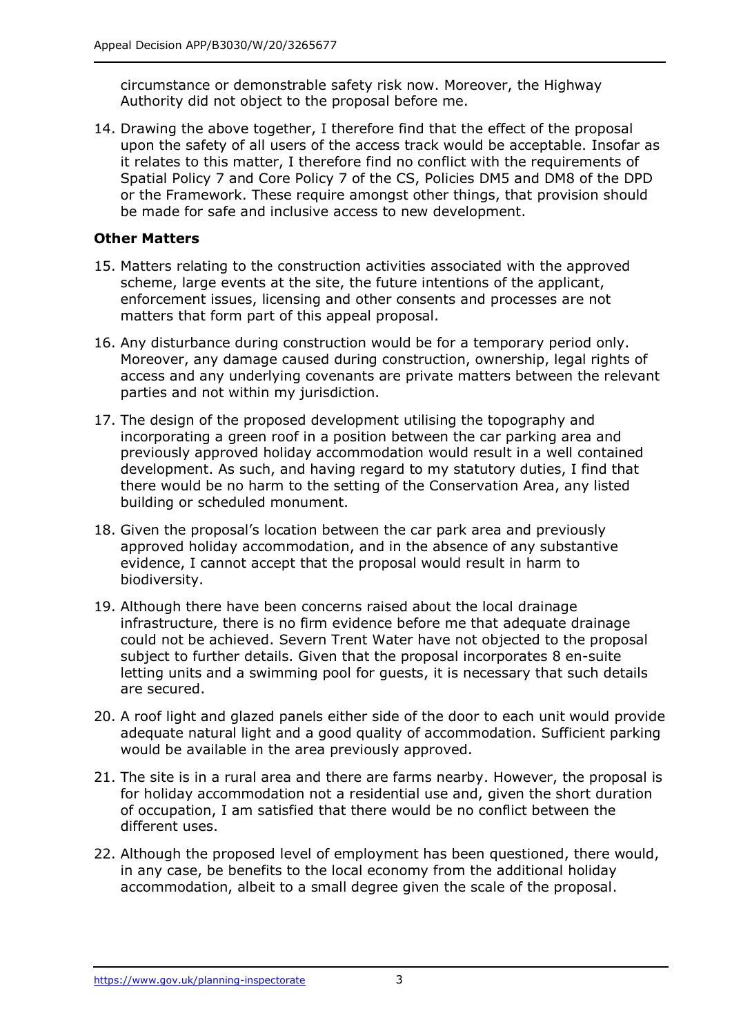circumstance or demonstrable safety risk now. Moreover, the Highway Authority did not object to the proposal before me.

14. Drawing the above together, I therefore find that the effect of the proposal upon the safety of all users of the access track would be acceptable. Insofar as it relates to this matter, I therefore find no conflict with the requirements of Spatial Policy 7 and Core Policy 7 of the CS, Policies DM5 and DM8 of the DPD or the Framework. These require amongst other things, that provision should be made for safe and inclusive access to new development.

**Other Matters**

15. Matters relating to the construction activities associated with the approved scheme, large events at the site, the future intentions of the applicant, enforcement issues, licensing and other consents and processes are not matters that form part of this appeal proposal.

16. Any disturbance during construction would be for a temporary period only. Moreover, any damage caused during construction, ownership, legal rights of access and any underlying covenants are private matters between the relevant parties and not within my jurisdiction.

17. The design of the proposed development utilising the topography and incorporating a green roof in a position between the car parking area and previously approved holiday accommodation would result in a well contained development. As such, and having regard to my statutory duties, I find that there would be no harm to the setting of the Conservation Area, any listed building or scheduled monument.

18. Given the proposal's location between the car park area and previously approved holiday accommodation, and in the absence of any substantive evidence, I cannot accept that the proposal would result in harm to biodiversity.

19. Although there have been concerns raised about the local drainage infrastructure, there is no firm evidence before me that adequate drainage could not be achieved. Severn Trent Water have not objected to the proposal subject to further details. Given that the proposal incorporates 8 en-suite letting units and a swimming pool for guests, it is necessary that such details are secured.

20. A roof light and glazed panels either side of the door to each unit would provide adequate natural light and a good quality of accommodation. Sufficient parking would be available in the area previously approved.

21. The site is in a rural area and there are farms nearby. However, the proposal is for holiday accommodation not a residential use and, given the short duration of occupation, I am satisfied that there would be no conflict between the different uses.

22. Although the proposed level of employment has been questioned, there would, in any case, be benefits to the local economy from the additional holiday accommodation, albeit to a small degree given the scale of the proposal.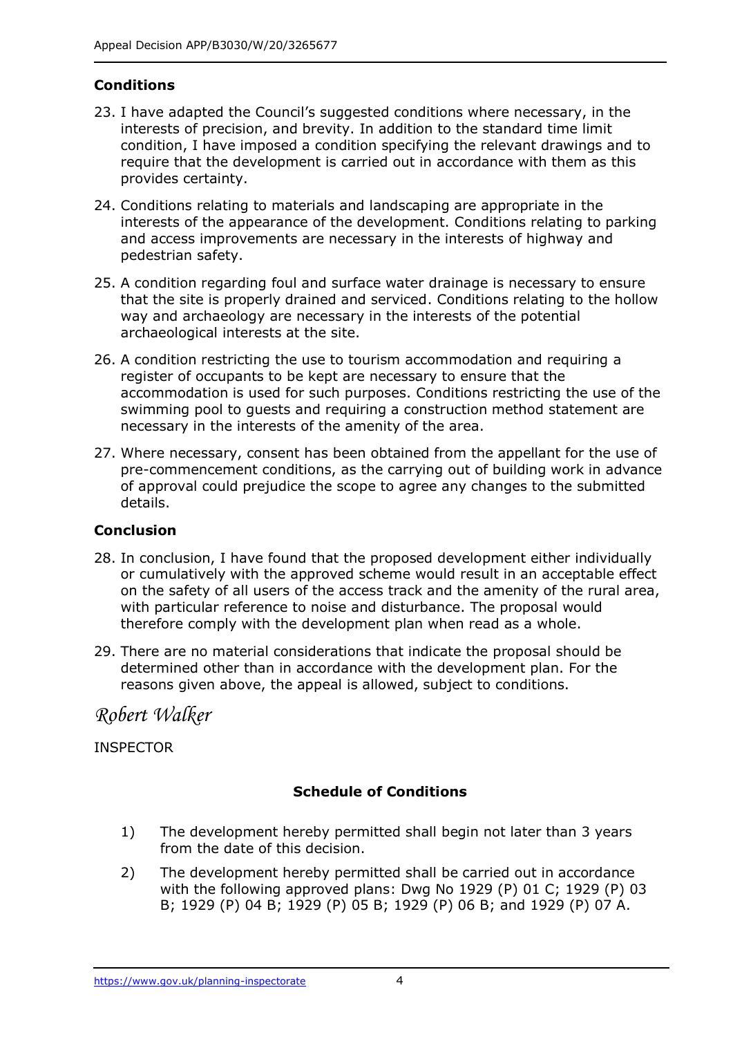**Conditions**

23. I have adapted the Council's suggested conditions where necessary, in the interests of precision, and brevity. In addition to the standard time limit condition, I have imposed a condition specifying the relevant drawings and to require that the development is carried out in accordance with them as this provides certainty.

24. Conditions relating to materials and landscaping are appropriate in the interests of the appearance of the development. Conditions relating to parking and access improvements are necessary in the interests of highway and pedestrian safety.

25. A condition regarding foul and surface water drainage is necessary to ensure that the site is properly drained and serviced. Conditions relating to the hollow way and archaeology are necessary in the interests of the potential archaeological interests at the site.

26. A condition restricting the use to tourism accommodation and requiring a register of occupants to be kept are necessary to ensure that the accommodation is used for such purposes. Conditions restricting the use of the swimming pool to guests and requiring a construction method statement are necessary in the interests of the amenity of the area.

27. Where necessary, consent has been obtained from the appellant for the use of pre-commencement conditions, as the carrying out of building work in advance of approval could prejudice the scope to agree any changes to the submitted details.

**Conclusion**

28. In conclusion, I have found that the proposed development either individually or cumulatively with the approved scheme would result in an acceptable effect on the safety of all users of the access track and the amenity of the rural area, with particular reference to noise and disturbance. The proposal would therefore comply with the development plan when read as a whole.

29. There are no material considerations that indicate the proposal should be determined other than in accordance with the development plan. For the reasons given above, the appeal is allowed, subject to conditions.

*Robert Walker*

INSPECTOR

**Schedule of Conditions**

1) The development hereby permitted shall begin not later than 3 years from the date of this decision.

2) The development hereby permitted shall be carried out in accordance with the following approved plans: Dwg No 1929 (P) 01 C; 1929 (P) 03 B; 1929 (P) 04 B; 1929 (P) 05 B; 1929 (P) 06 B; and 1929 (P) 07 A.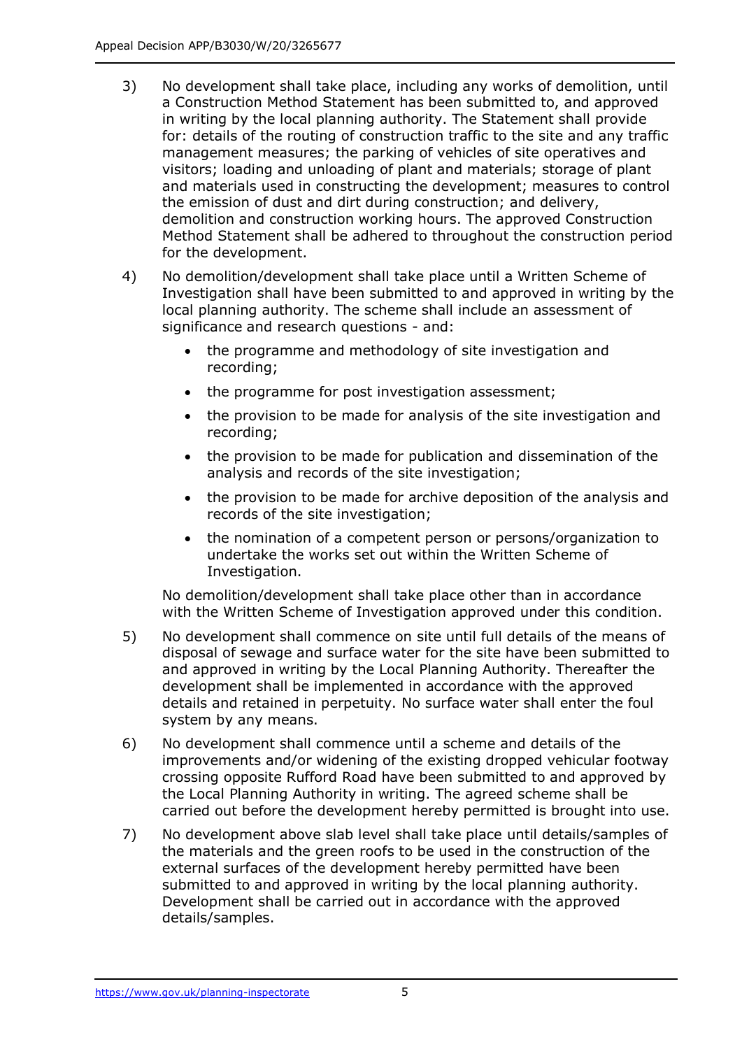3) No development shall take place, including any works of demolition, until a Construction Method Statement has been submitted to, and approved in writing by the local planning authority. The Statement shall provide for: details of the routing of construction traffic to the site and any traffic management measures; the parking of vehicles of site operatives and visitors; loading and unloading of plant and materials; storage of plant and materials used in constructing the development; measures to control the emission of dust and dirt during construction; and delivery, demolition and construction working hours. The approved Construction Method Statement shall be adhered to throughout the construction period for the development.

4) No demolition/development shall take place until a Written Scheme of Investigation shall have been submitted to and approved in writing by the local planning authority. The scheme shall include an assessment of significance and research questions - and:

   - the programme and methodology of site investigation and recording;
   - the programme for post investigation assessment;
   - the provision to be made for analysis of the site investigation and recording;
   - the provision to be made for publication and dissemination of the analysis and records of the site investigation;
   - the provision to be made for archive deposition of the analysis and records of the site investigation;
   - the nomination of a competent person or persons/organization to undertake the works set out within the Written Scheme of Investigation.

   No demolition/development shall take place other than in accordance with the Written Scheme of Investigation approved under this condition.

5) No development shall commence on site until full details of the means of disposal of sewage and surface water for the site have been submitted to and approved in writing by the Local Planning Authority. Thereafter the development shall be implemented in accordance with the approved details and retained in perpetuity. No surface water shall enter the foul system by any means.

6) No development shall commence until a scheme and details of the improvements and/or widening of the existing dropped vehicular footway crossing opposite Rufford Road have been submitted to and approved by the Local Planning Authority in writing. The agreed scheme shall be carried out before the development hereby permitted is brought into use.

7) No development above slab level shall take place until details/samples of the materials and the green roofs to be used in the construction of the external surfaces of the development hereby permitted have been submitted to and approved in writing by the local planning authority. Development shall be carried out in accordance with the approved details/samples.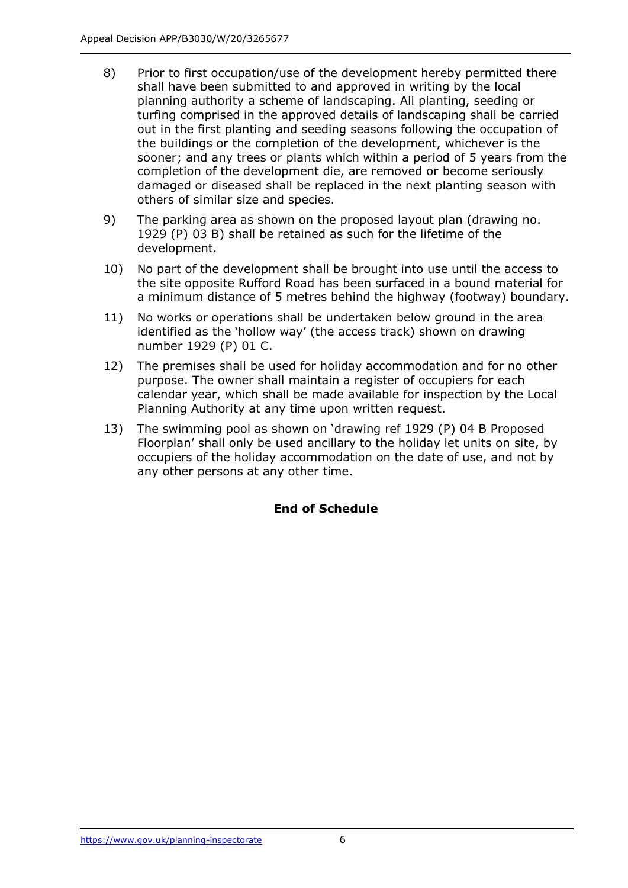8) Prior to first occupation/use of the development hereby permitted there shall have been submitted to and approved in writing by the local planning authority a scheme of landscaping. All planting, seeding or turfing comprised in the approved details of landscaping shall be carried out in the first planting and seeding seasons following the occupation of the buildings or the completion of the development, whichever is the sooner; and any trees or plants which within a period of 5 years from the completion of the development die, are removed or become seriously damaged or diseased shall be replaced in the next planting season with others of similar size and species.

9) The parking area as shown on the proposed layout plan (drawing no. 1929 (P) 03 B) shall be retained as such for the lifetime of the development.

10) No part of the development shall be brought into use until the access to the site opposite Rufford Road has been surfaced in a bound material for a minimum distance of 5 metres behind the highway (footway) boundary.

11) No works or operations shall be undertaken below ground in the area identified as the 'hollow way' (the access track) shown on drawing number 1929 (P) 01 C.

12) The premises shall be used for holiday accommodation and for no other purpose. The owner shall maintain a register of occupiers for each calendar year, which shall be made available for inspection by the Local Planning Authority at any time upon written request.

13) The swimming pool as shown on 'drawing ref 1929 (P) 04 B Proposed Floorplan' shall only be used ancillary to the holiday let units on site, by occupiers of the holiday accommodation on the date of use, and not by any other persons at any other time.

**End of Schedule**